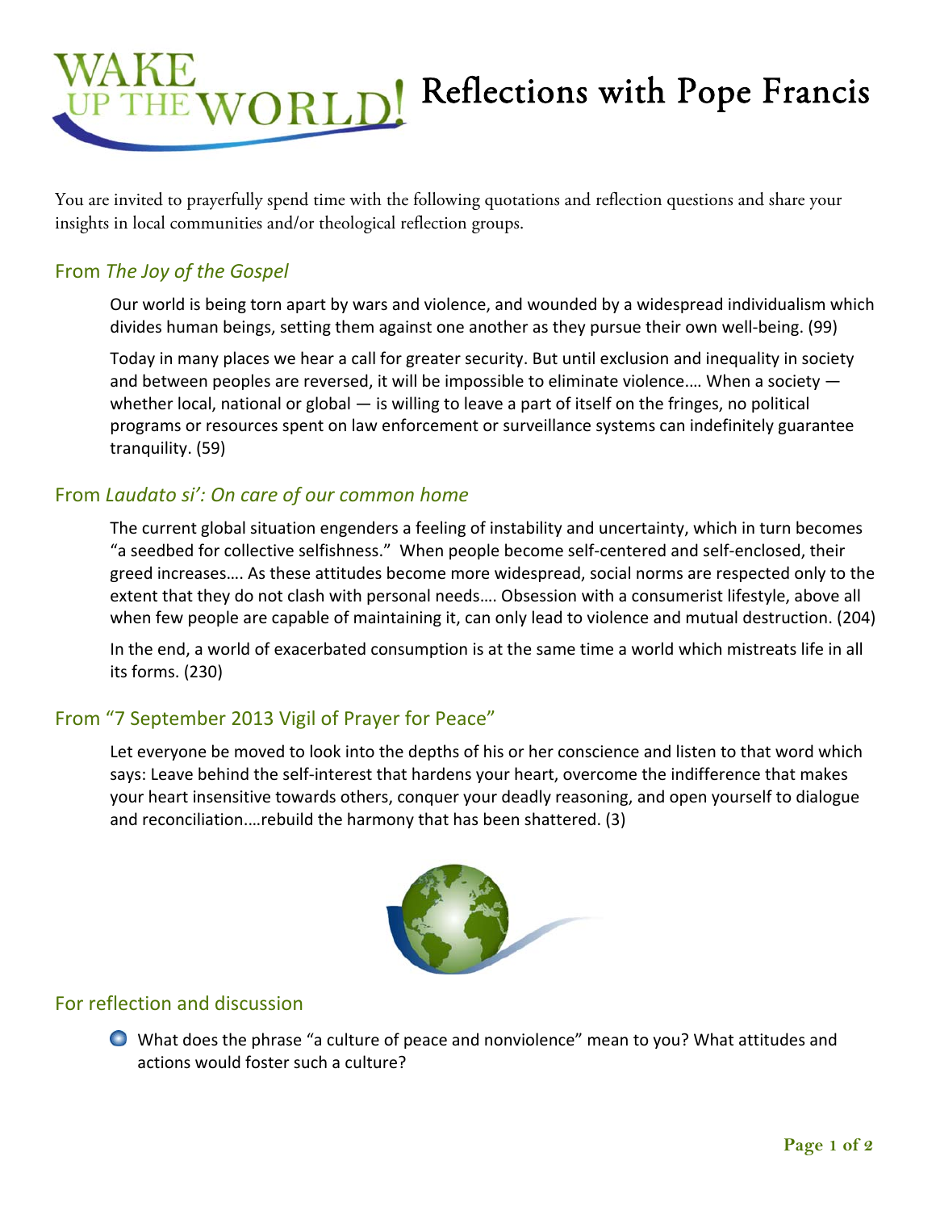# WAKE UP THE WORLD! Reflections with Pope Francis

You are invited to prayerfully spend time with the following quotations and reflection questions and share your insights in local communities and/or theological reflection groups.

## From *The Joy of the Gospel*

> Our world is being torn apart by wars and violence, and wounded by a widespread individualism which divides human beings, setting them against one another as they pursue their own well-being. (99)
>
> Today in many places we hear a call for greater security. But until exclusion and inequality in society and between peoples are reversed, it will be impossible to eliminate violence.… When a society — whether local, national or global — is willing to leave a part of itself on the fringes, no political programs or resources spent on law enforcement or surveillance systems can indefinitely guarantee tranquility. (59)

## From *Laudato si': On care of our common home*

> The current global situation engenders a feeling of instability and uncertainty, which in turn becomes "a seedbed for collective selfishness." When people become self-centered and self-enclosed, their greed increases…. As these attitudes become more widespread, social norms are respected only to the extent that they do not clash with personal needs…. Obsession with a consumerist lifestyle, above all when few people are capable of maintaining it, can only lead to violence and mutual destruction. (204)
>
> In the end, a world of exacerbated consumption is at the same time a world which mistreats life in all its forms. (230)

## From "7 September 2013 Vigil of Prayer for Peace"

> Let everyone be moved to look into the depths of his or her conscience and listen to that word which says: Leave behind the self-interest that hardens your heart, overcome the indifference that makes your heart insensitive towards others, conquer your deadly reasoning, and open yourself to dialogue and reconciliation.…rebuild the harmony that has been shattered. (3)

## For reflection and discussion

- What does the phrase "a culture of peace and nonviolence" mean to you? What attitudes and actions would foster such a culture?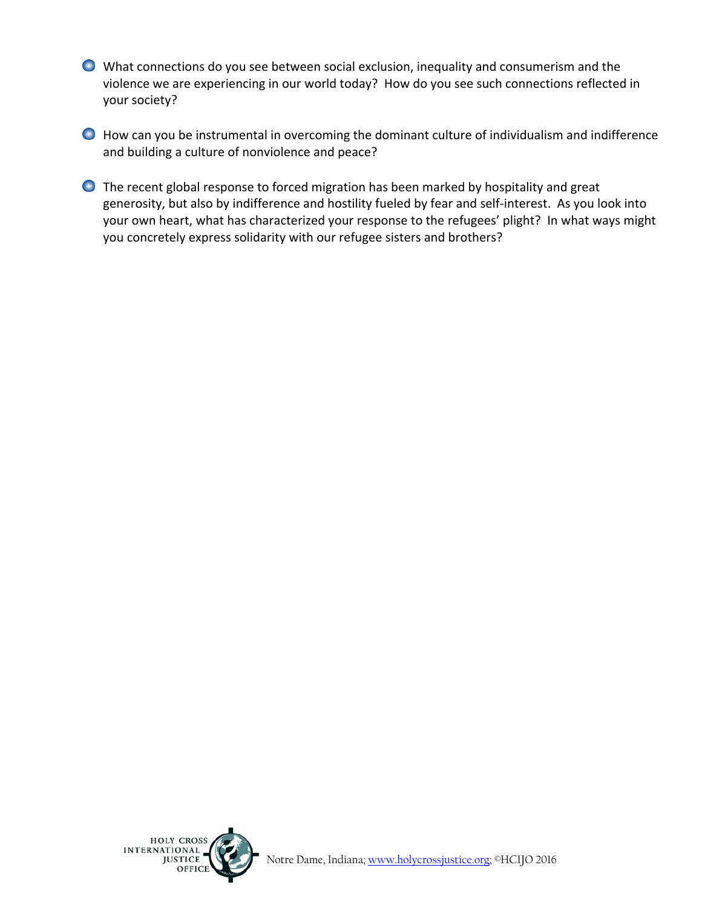- What connections do you see between social exclusion, inequality and consumerism and the violence we are experiencing in our world today? How do you see such connections reflected in your society?

- How can you be instrumental in overcoming the dominant culture of individualism and indifference and building a culture of nonviolence and peace?

- The recent global response to forced migration has been marked by hospitality and great generosity, but also by indifference and hostility fueled by fear and self-interest. As you look into your own heart, what has characterized your response to the refugees' plight? In what ways might you concretely express solidarity with our refugee sisters and brothers?